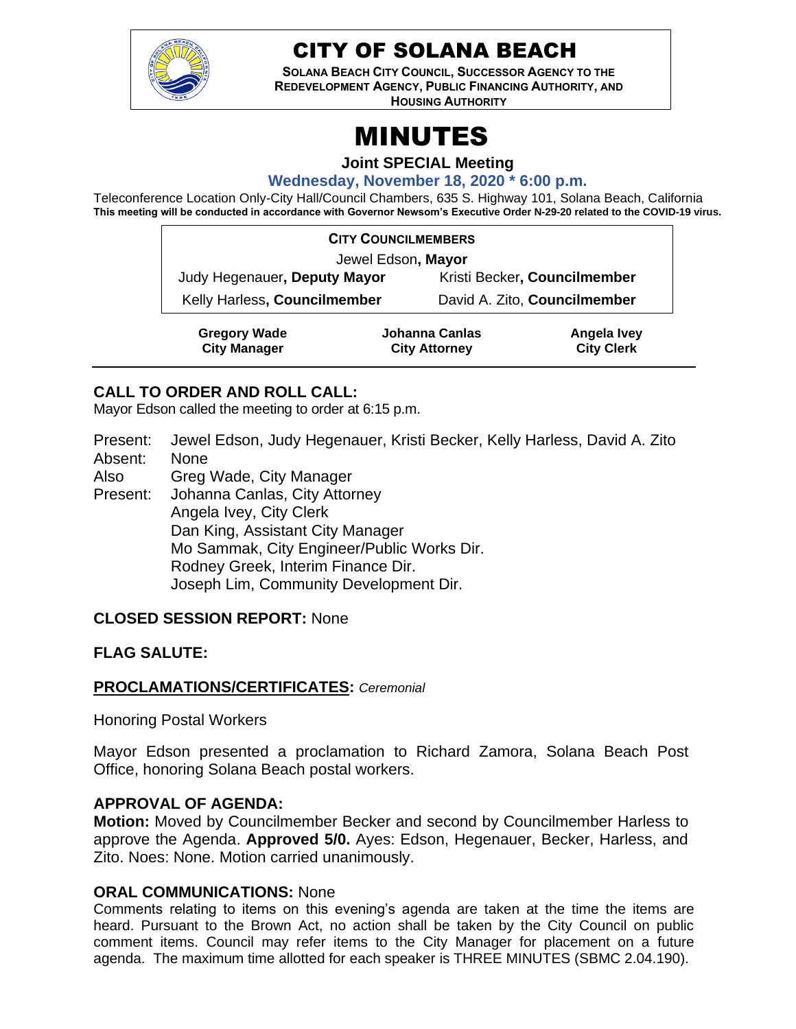# CITY OF SOLANA BEACH

**SOLANA BEACH CITY COUNCIL, SUCCESSOR AGENCY TO THE REDEVELOPMENT AGENCY, PUBLIC FINANCING AUTHORITY, AND HOUSING AUTHORITY**

# MINUTES

**Joint SPECIAL Meeting**

**Wednesday, November 18, 2020 * 6:00 p.m.**

Teleconference Location Only-City Hall/Council Chambers, 635 S. Highway 101, Solana Beach, California
**This meeting will be conducted in accordance with Governor Newsom's Executive Order N-29-20 related to the COVID-19 virus.**

| **CITY COUNCILMEMBERS** | |
|---|---|
| Jewel Edson**, Mayor** | |
| Judy Hegenauer**, Deputy Mayor** | Kristi Becker**, Councilmember** |
| Kelly Harless**, Councilmember** | David A. Zito, **Councilmember** |

| **Gregory Wade** | **Johanna Canlas** | **Angela Ivey** |
|---|---|---|
| **City Manager** | **City Attorney** | **City Clerk** |

## CALL TO ORDER AND ROLL CALL:

Mayor Edson called the meeting to order at 6:15 p.m.

Present: Jewel Edson, Judy Hegenauer, Kristi Becker, Kelly Harless, David A. Zito
Absent: None
Also Present: Greg Wade, City Manager
Johanna Canlas, City Attorney
Angela Ivey, City Clerk
Dan King, Assistant City Manager
Mo Sammak, City Engineer/Public Works Dir.
Rodney Greek, Interim Finance Dir.
Joseph Lim, Community Development Dir.

**CLOSED SESSION REPORT:** None

**FLAG SALUTE:**

**PROCLAMATIONS/CERTIFICATES:** *Ceremonial*

Honoring Postal Workers

Mayor Edson presented a proclamation to Richard Zamora, Solana Beach Post Office, honoring Solana Beach postal workers.

## APPROVAL OF AGENDA:

**Motion:** Moved by Councilmember Becker and second by Councilmember Harless to approve the Agenda. **Approved 5/0.** Ayes: Edson, Hegenauer, Becker, Harless, and Zito. Noes: None. Motion carried unanimously.

## ORAL COMMUNICATIONS: None

Comments relating to items on this evening's agenda are taken at the time the items are heard. Pursuant to the Brown Act, no action shall be taken by the City Council on public comment items. Council may refer items to the City Manager for placement on a future agenda. The maximum time allotted for each speaker is THREE MINUTES (SBMC 2.04.190).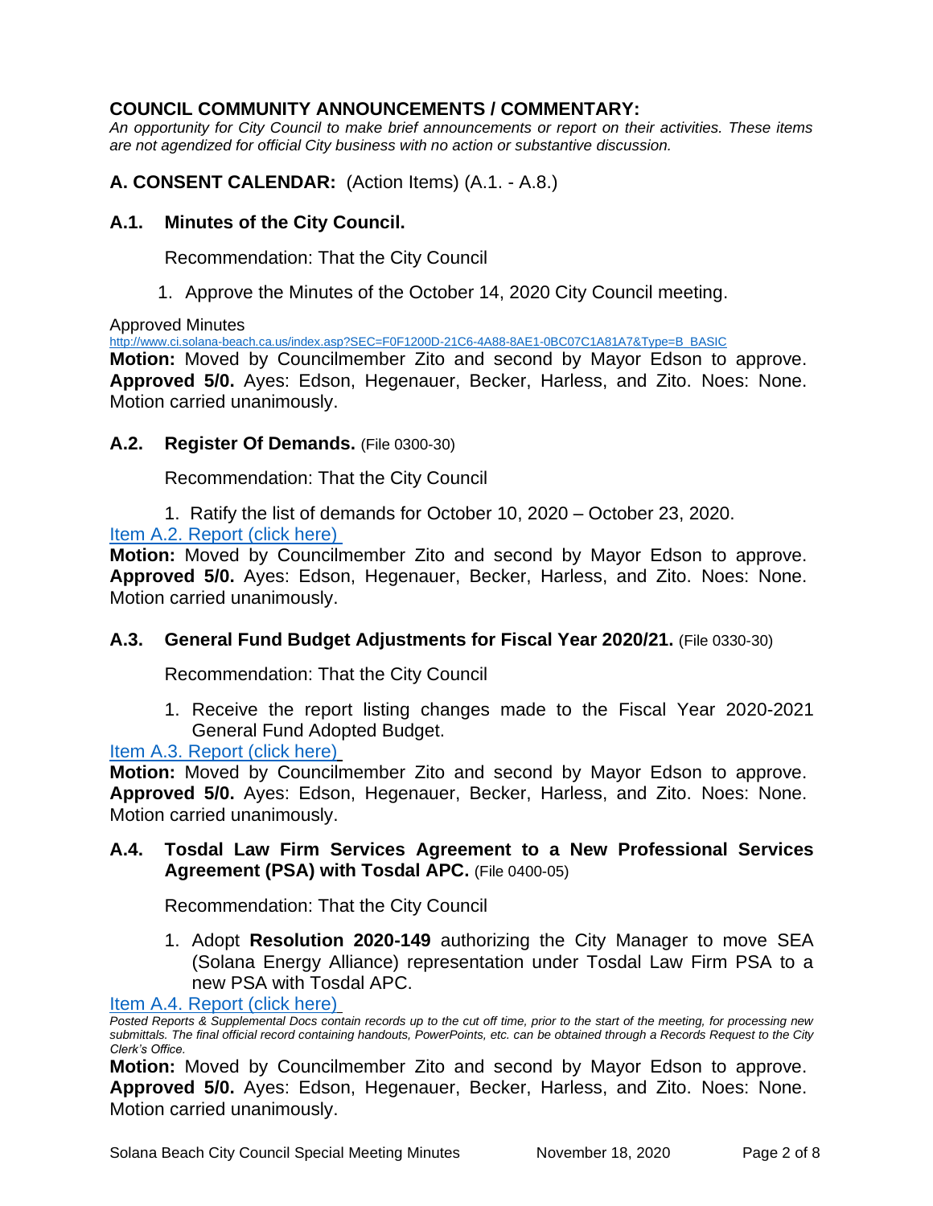## COUNCIL COMMUNITY ANNOUNCEMENTS / COMMENTARY:

*An opportunity for City Council to make brief announcements or report on their activities. These items are not agendized for official City business with no action or substantive discussion.*

## A. CONSENT CALENDAR: (Action Items) (A.1. - A.8.)

### A.1. Minutes of the City Council.

Recommendation: That the City Council

1. Approve the Minutes of the October 14, 2020 City Council meeting.

Approved Minutes
http://www.ci.solana-beach.ca.us/index.asp?SEC=F0F1200D-21C6-4A88-8AE1-0BC07C1A81A7&Type=B_BASIC

**Motion:** Moved by Councilmember Zito and second by Mayor Edson to approve. **Approved 5/0.** Ayes: Edson, Hegenauer, Becker, Harless, and Zito. Noes: None. Motion carried unanimously.

### A.2. Register Of Demands. (File 0300-30)

Recommendation: That the City Council

1. Ratify the list of demands for October 10, 2020 – October 23, 2020.

Item A.2. Report (click here)

**Motion:** Moved by Councilmember Zito and second by Mayor Edson to approve. **Approved 5/0.** Ayes: Edson, Hegenauer, Becker, Harless, and Zito. Noes: None. Motion carried unanimously.

### A.3. General Fund Budget Adjustments for Fiscal Year 2020/21. (File 0330-30)

Recommendation: That the City Council

1. Receive the report listing changes made to the Fiscal Year 2020-2021 General Fund Adopted Budget.

Item A.3. Report (click here)

**Motion:** Moved by Councilmember Zito and second by Mayor Edson to approve. **Approved 5/0.** Ayes: Edson, Hegenauer, Becker, Harless, and Zito. Noes: None. Motion carried unanimously.

### A.4. Tosdal Law Firm Services Agreement to a New Professional Services Agreement (PSA) with Tosdal APC. (File 0400-05)

Recommendation: That the City Council

1. Adopt **Resolution 2020-149** authorizing the City Manager to move SEA (Solana Energy Alliance) representation under Tosdal Law Firm PSA to a new PSA with Tosdal APC.

Item A.4. Report (click here)

*Posted Reports & Supplemental Docs contain records up to the cut off time, prior to the start of the meeting, for processing new submittals. The final official record containing handouts, PowerPoints, etc. can be obtained through a Records Request to the City Clerk's Office.*

**Motion:** Moved by Councilmember Zito and second by Mayor Edson to approve. **Approved 5/0.** Ayes: Edson, Hegenauer, Becker, Harless, and Zito. Noes: None. Motion carried unanimously.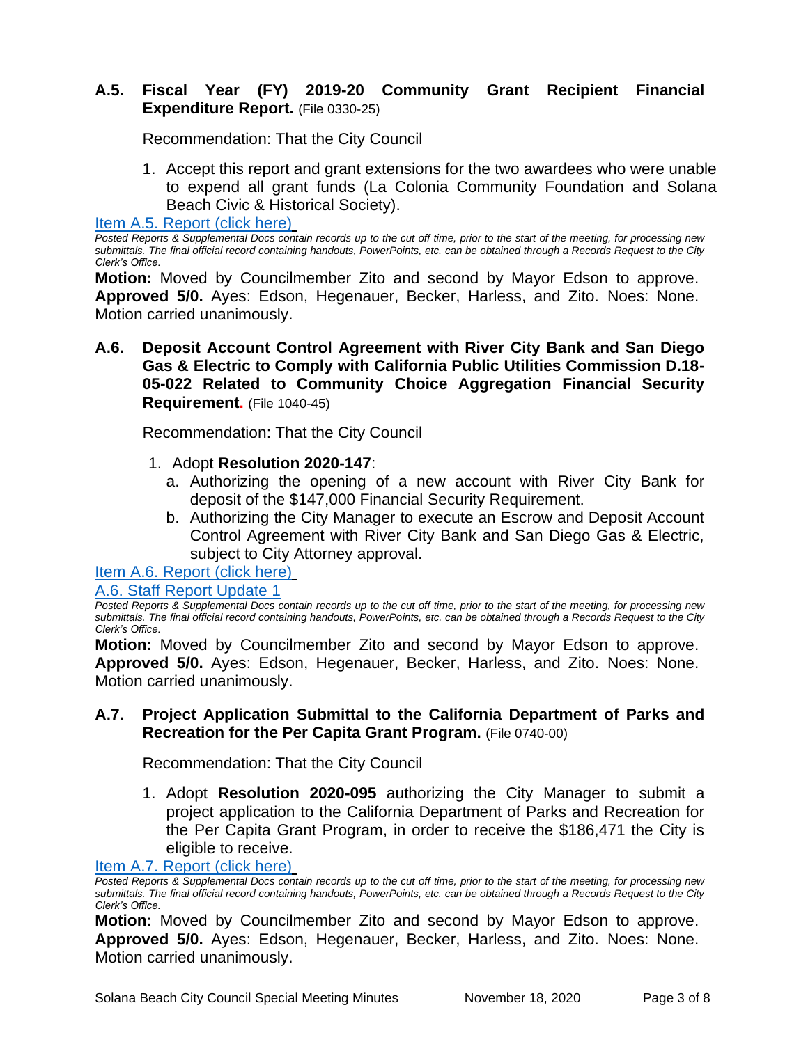### A.5. Fiscal Year (FY) 2019-20 Community Grant Recipient Financial Expenditure Report. (File 0330-25)

Recommendation: That the City Council

1. Accept this report and grant extensions for the two awardees who were unable to expend all grant funds (La Colonia Community Foundation and Solana Beach Civic & Historical Society).

Item A.5. Report (click here)

*Posted Reports & Supplemental Docs contain records up to the cut off time, prior to the start of the meeting, for processing new submittals. The final official record containing handouts, PowerPoints, etc. can be obtained through a Records Request to the City Clerk's Office.*

**Motion:** Moved by Councilmember Zito and second by Mayor Edson to approve. **Approved 5/0.** Ayes: Edson, Hegenauer, Becker, Harless, and Zito. Noes: None. Motion carried unanimously.

### A.6. Deposit Account Control Agreement with River City Bank and San Diego Gas & Electric to Comply with California Public Utilities Commission D.18-05-022 Related to Community Choice Aggregation Financial Security Requirement. (File 1040-45)

Recommendation: That the City Council

1. Adopt **Resolution 2020-147**:
   a. Authorizing the opening of a new account with River City Bank for deposit of the $147,000 Financial Security Requirement.
   b. Authorizing the City Manager to execute an Escrow and Deposit Account Control Agreement with River City Bank and San Diego Gas & Electric, subject to City Attorney approval.

Item A.6. Report (click here)

A.6. Staff Report Update 1

*Posted Reports & Supplemental Docs contain records up to the cut off time, prior to the start of the meeting, for processing new submittals. The final official record containing handouts, PowerPoints, etc. can be obtained through a Records Request to the City Clerk's Office.*

**Motion:** Moved by Councilmember Zito and second by Mayor Edson to approve. **Approved 5/0.** Ayes: Edson, Hegenauer, Becker, Harless, and Zito. Noes: None. Motion carried unanimously.

### A.7. Project Application Submittal to the California Department of Parks and Recreation for the Per Capita Grant Program. (File 0740-00)

Recommendation: That the City Council

1. Adopt **Resolution 2020-095** authorizing the City Manager to submit a project application to the California Department of Parks and Recreation for the Per Capita Grant Program, in order to receive the $186,471 the City is eligible to receive.

Item A.7. Report (click here)

*Posted Reports & Supplemental Docs contain records up to the cut off time, prior to the start of the meeting, for processing new submittals. The final official record containing handouts, PowerPoints, etc. can be obtained through a Records Request to the City Clerk's Office.*

**Motion:** Moved by Councilmember Zito and second by Mayor Edson to approve. **Approved 5/0.** Ayes: Edson, Hegenauer, Becker, Harless, and Zito. Noes: None. Motion carried unanimously.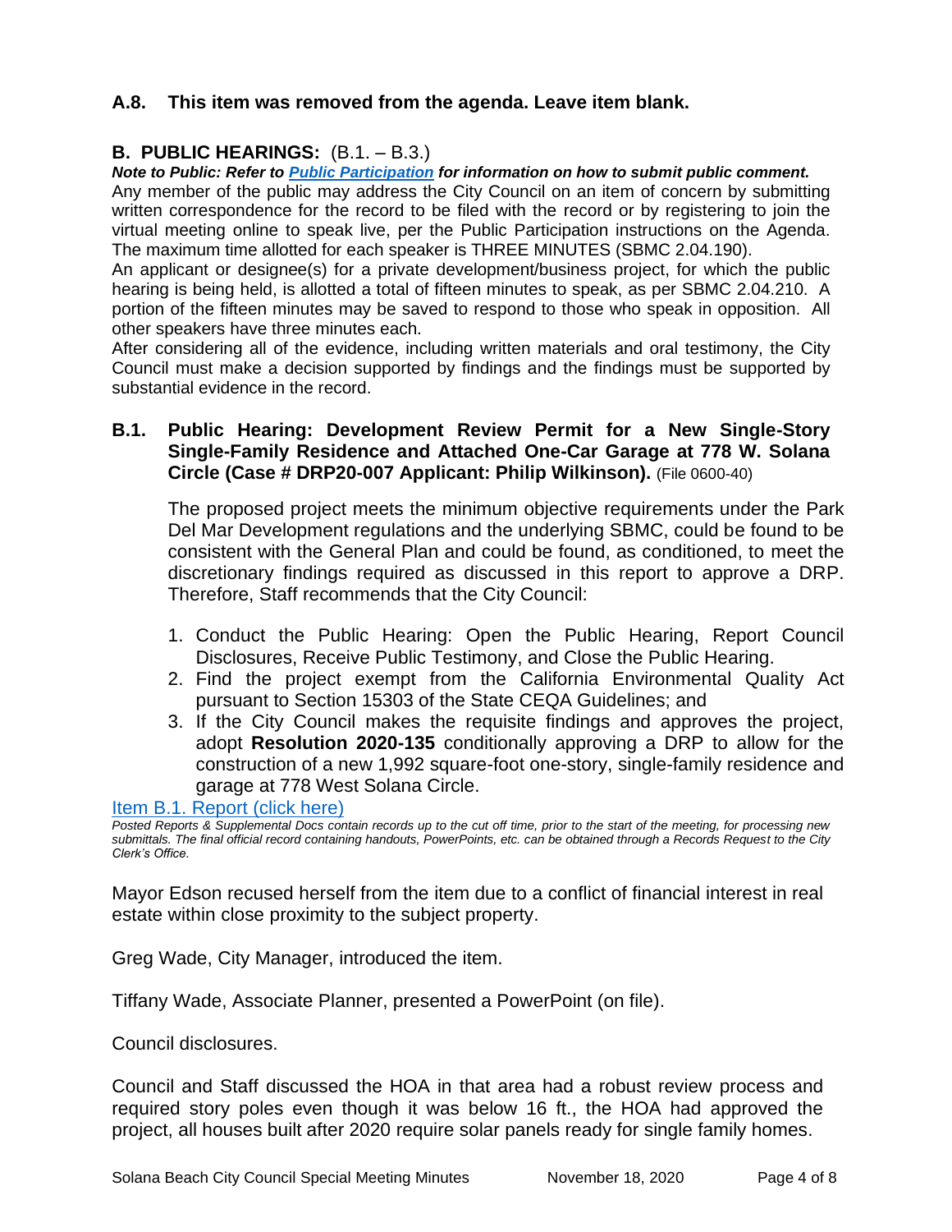### A.8. This item was removed from the agenda. Leave item blank.

## B. PUBLIC HEARINGS: (B.1. – B.3.)

***Note to Public: Refer to [Public Participation](#) for information on how to submit public comment.***

Any member of the public may address the City Council on an item of concern by submitting written correspondence for the record to be filed with the record or by registering to join the virtual meeting online to speak live, per the Public Participation instructions on the Agenda. The maximum time allotted for each speaker is THREE MINUTES (SBMC 2.04.190).

An applicant or designee(s) for a private development/business project, for which the public hearing is being held, is allotted a total of fifteen minutes to speak, as per SBMC 2.04.210. A portion of the fifteen minutes may be saved to respond to those who speak in opposition. All other speakers have three minutes each.

After considering all of the evidence, including written materials and oral testimony, the City Council must make a decision supported by findings and the findings must be supported by substantial evidence in the record.

### B.1. Public Hearing: Development Review Permit for a New Single-Story Single-Family Residence and Attached One-Car Garage at 778 W. Solana Circle (Case # DRP20-007 Applicant: Philip Wilkinson). (File 0600-40)

The proposed project meets the minimum objective requirements under the Park Del Mar Development regulations and the underlying SBMC, could be found to be consistent with the General Plan and could be found, as conditioned, to meet the discretionary findings required as discussed in this report to approve a DRP. Therefore, Staff recommends that the City Council:

1. Conduct the Public Hearing: Open the Public Hearing, Report Council Disclosures, Receive Public Testimony, and Close the Public Hearing.
2. Find the project exempt from the California Environmental Quality Act pursuant to Section 15303 of the State CEQA Guidelines; and
3. If the City Council makes the requisite findings and approves the project, adopt **Resolution 2020-135** conditionally approving a DRP to allow for the construction of a new 1,992 square-foot one-story, single-family residence and garage at 778 West Solana Circle.

[Item B.1. Report (click here)](#)

*Posted Reports & Supplemental Docs contain records up to the cut off time, prior to the start of the meeting, for processing new submittals. The final official record containing handouts, PowerPoints, etc. can be obtained through a Records Request to the City Clerk's Office.*

Mayor Edson recused herself from the item due to a conflict of financial interest in real estate within close proximity to the subject property.

Greg Wade, City Manager, introduced the item.

Tiffany Wade, Associate Planner, presented a PowerPoint (on file).

Council disclosures.

Council and Staff discussed the HOA in that area had a robust review process and required story poles even though it was below 16 ft., the HOA had approved the project, all houses built after 2020 require solar panels ready for single family homes.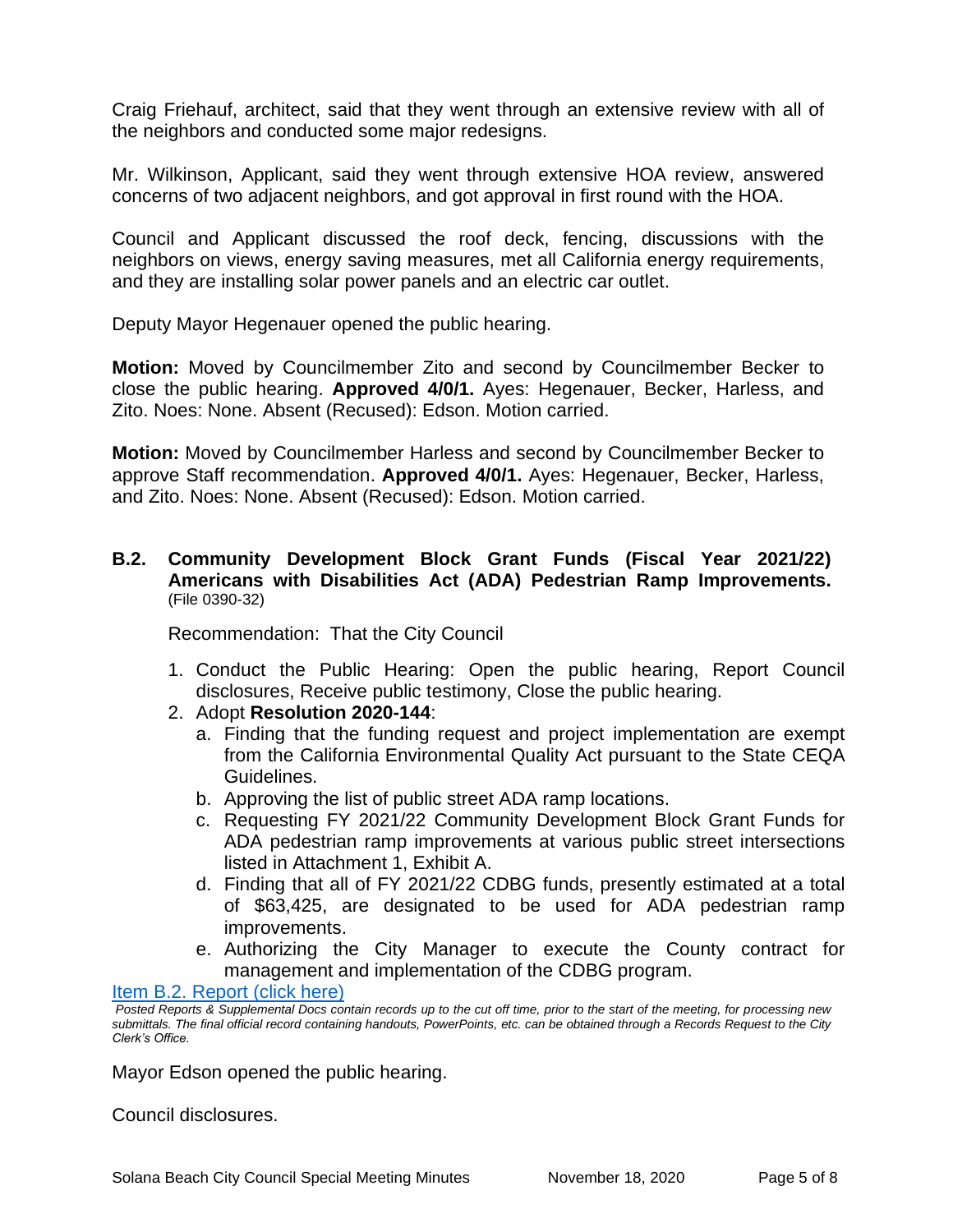Craig Friehauf, architect, said that they went through an extensive review with all of the neighbors and conducted some major redesigns.

Mr. Wilkinson, Applicant, said they went through extensive HOA review, answered concerns of two adjacent neighbors, and got approval in first round with the HOA.

Council and Applicant discussed the roof deck, fencing, discussions with the neighbors on views, energy saving measures, met all California energy requirements, and they are installing solar power panels and an electric car outlet.

Deputy Mayor Hegenauer opened the public hearing.

**Motion:** Moved by Councilmember Zito and second by Councilmember Becker to close the public hearing. **Approved 4/0/1.** Ayes: Hegenauer, Becker, Harless, and Zito. Noes: None. Absent (Recused): Edson. Motion carried.

**Motion:** Moved by Councilmember Harless and second by Councilmember Becker to approve Staff recommendation. **Approved 4/0/1.** Ayes: Hegenauer, Becker, Harless, and Zito. Noes: None. Absent (Recused): Edson. Motion carried.

### B.2. Community Development Block Grant Funds (Fiscal Year 2021/22) Americans with Disabilities Act (ADA) Pedestrian Ramp Improvements.
(File 0390-32)

Recommendation: That the City Council

1. Conduct the Public Hearing: Open the public hearing, Report Council disclosures, Receive public testimony, Close the public hearing.
2. Adopt **Resolution 2020-144**:
   a. Finding that the funding request and project implementation are exempt from the California Environmental Quality Act pursuant to the State CEQA Guidelines.
   b. Approving the list of public street ADA ramp locations.
   c. Requesting FY 2021/22 Community Development Block Grant Funds for ADA pedestrian ramp improvements at various public street intersections listed in Attachment 1, Exhibit A.
   d. Finding that all of FY 2021/22 CDBG funds, presently estimated at a total of $63,425, are designated to be used for ADA pedestrian ramp improvements.
   e. Authorizing the City Manager to execute the County contract for management and implementation of the CDBG program.

Item B.2. Report (click here)

*Posted Reports & Supplemental Docs contain records up to the cut off time, prior to the start of the meeting, for processing new submittals. The final official record containing handouts, PowerPoints, etc. can be obtained through a Records Request to the City Clerk's Office.*

Mayor Edson opened the public hearing.

Council disclosures.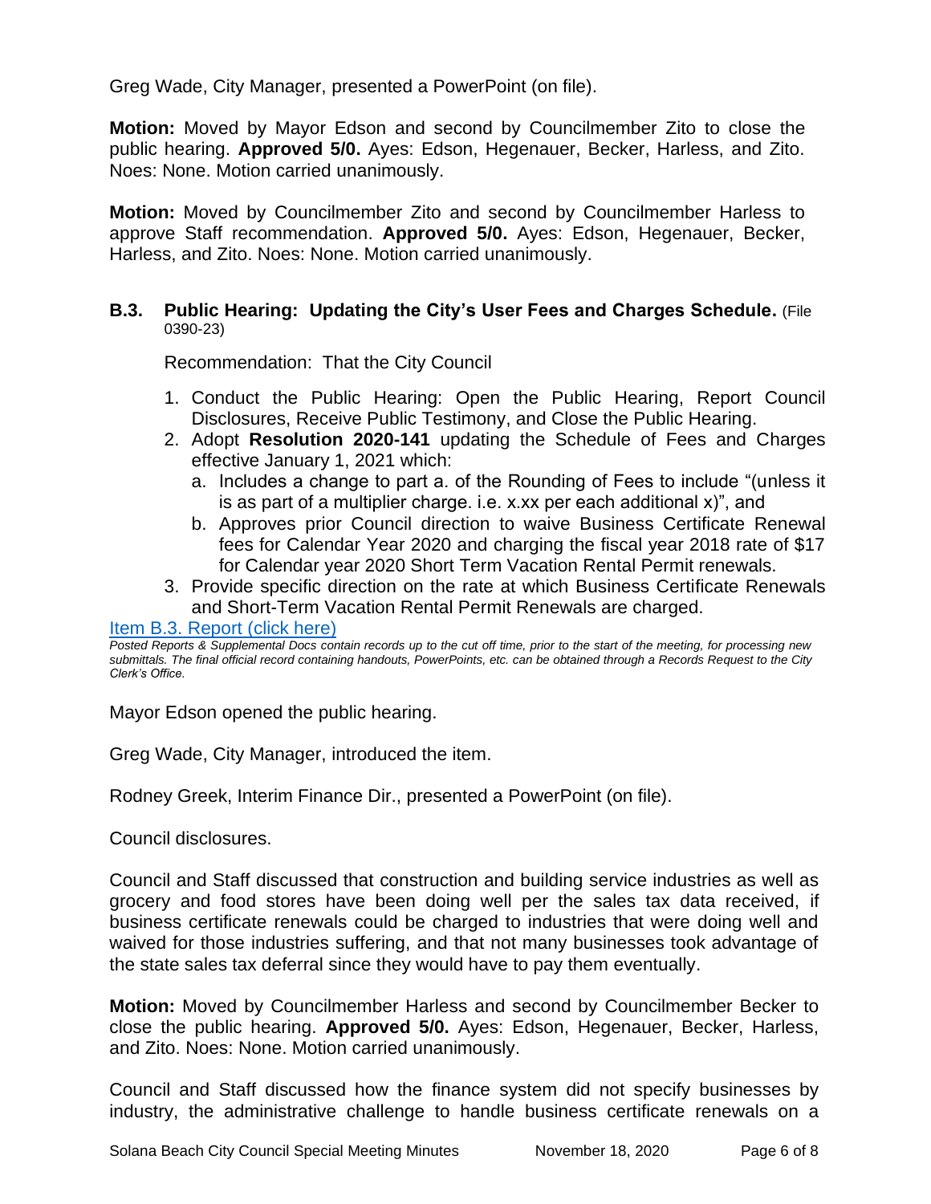Greg Wade, City Manager, presented a PowerPoint (on file).

**Motion:** Moved by Mayor Edson and second by Councilmember Zito to close the public hearing. **Approved 5/0.** Ayes: Edson, Hegenauer, Becker, Harless, and Zito. Noes: None. Motion carried unanimously.

**Motion:** Moved by Councilmember Zito and second by Councilmember Harless to approve Staff recommendation. **Approved 5/0.** Ayes: Edson, Hegenauer, Becker, Harless, and Zito. Noes: None. Motion carried unanimously.

### B.3. Public Hearing: Updating the City's User Fees and Charges Schedule. (File 0390-23)

Recommendation: That the City Council

1. Conduct the Public Hearing: Open the Public Hearing, Report Council Disclosures, Receive Public Testimony, and Close the Public Hearing.
2. Adopt **Resolution 2020-141** updating the Schedule of Fees and Charges effective January 1, 2021 which:
   a. Includes a change to part a. of the Rounding of Fees to include "(unless it is as part of a multiplier charge. i.e. x.xx per each additional x)", and
   b. Approves prior Council direction to waive Business Certificate Renewal fees for Calendar Year 2020 and charging the fiscal year 2018 rate of $17 for Calendar year 2020 Short Term Vacation Rental Permit renewals.
3. Provide specific direction on the rate at which Business Certificate Renewals and Short-Term Vacation Rental Permit Renewals are charged.

Item B.3. Report (click here)

*Posted Reports & Supplemental Docs contain records up to the cut off time, prior to the start of the meeting, for processing new submittals. The final official record containing handouts, PowerPoints, etc. can be obtained through a Records Request to the City Clerk's Office.*

Mayor Edson opened the public hearing.

Greg Wade, City Manager, introduced the item.

Rodney Greek, Interim Finance Dir., presented a PowerPoint (on file).

Council disclosures.

Council and Staff discussed that construction and building service industries as well as grocery and food stores have been doing well per the sales tax data received, if business certificate renewals could be charged to industries that were doing well and waived for those industries suffering, and that not many businesses took advantage of the state sales tax deferral since they would have to pay them eventually.

**Motion:** Moved by Councilmember Harless and second by Councilmember Becker to close the public hearing. **Approved 5/0.** Ayes: Edson, Hegenauer, Becker, Harless, and Zito. Noes: None. Motion carried unanimously.

Council and Staff discussed how the finance system did not specify businesses by industry, the administrative challenge to handle business certificate renewals on a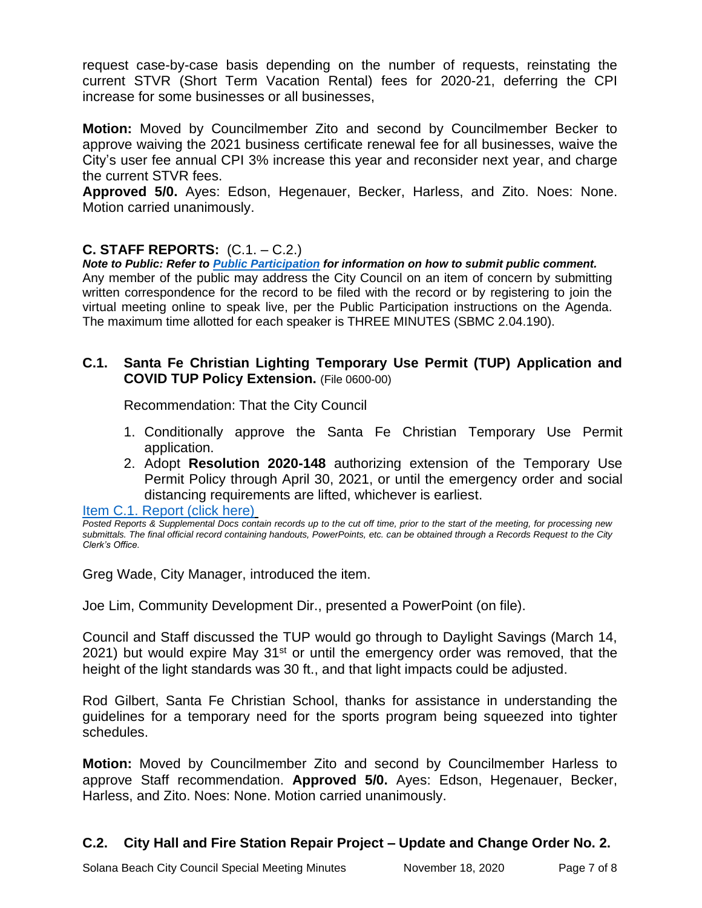request case-by-case basis depending on the number of requests, reinstating the current STVR (Short Term Vacation Rental) fees for 2020-21, deferring the CPI increase for some businesses or all businesses,

**Motion:** Moved by Councilmember Zito and second by Councilmember Becker to approve waiving the 2021 business certificate renewal fee for all businesses, waive the City's user fee annual CPI 3% increase this year and reconsider next year, and charge the current STVR fees.
**Approved 5/0.** Ayes: Edson, Hegenauer, Becker, Harless, and Zito. Noes: None. Motion carried unanimously.

## C. STAFF REPORTS: (C.1. – C.2.)

***Note to Public: Refer to Public Participation for information on how to submit public comment.***
Any member of the public may address the City Council on an item of concern by submitting written correspondence for the record to be filed with the record or by registering to join the virtual meeting online to speak live, per the Public Participation instructions on the Agenda. The maximum time allotted for each speaker is THREE MINUTES (SBMC 2.04.190).

### C.1. Santa Fe Christian Lighting Temporary Use Permit (TUP) Application and COVID TUP Policy Extension. (File 0600-00)

Recommendation: That the City Council

1. Conditionally approve the Santa Fe Christian Temporary Use Permit application.
2. Adopt **Resolution 2020-148** authorizing extension of the Temporary Use Permit Policy through April 30, 2021, or until the emergency order and social distancing requirements are lifted, whichever is earliest.

Item C.1. Report (click here)

*Posted Reports & Supplemental Docs contain records up to the cut off time, prior to the start of the meeting, for processing new submittals. The final official record containing handouts, PowerPoints, etc. can be obtained through a Records Request to the City Clerk's Office.*

Greg Wade, City Manager, introduced the item.

Joe Lim, Community Development Dir., presented a PowerPoint (on file).

Council and Staff discussed the TUP would go through to Daylight Savings (March 14, 2021) but would expire May 31st or until the emergency order was removed, that the height of the light standards was 30 ft., and that light impacts could be adjusted.

Rod Gilbert, Santa Fe Christian School, thanks for assistance in understanding the guidelines for a temporary need for the sports program being squeezed into tighter schedules.

**Motion:** Moved by Councilmember Zito and second by Councilmember Harless to approve Staff recommendation. **Approved 5/0.** Ayes: Edson, Hegenauer, Becker, Harless, and Zito. Noes: None. Motion carried unanimously.

### C.2. City Hall and Fire Station Repair Project – Update and Change Order No. 2.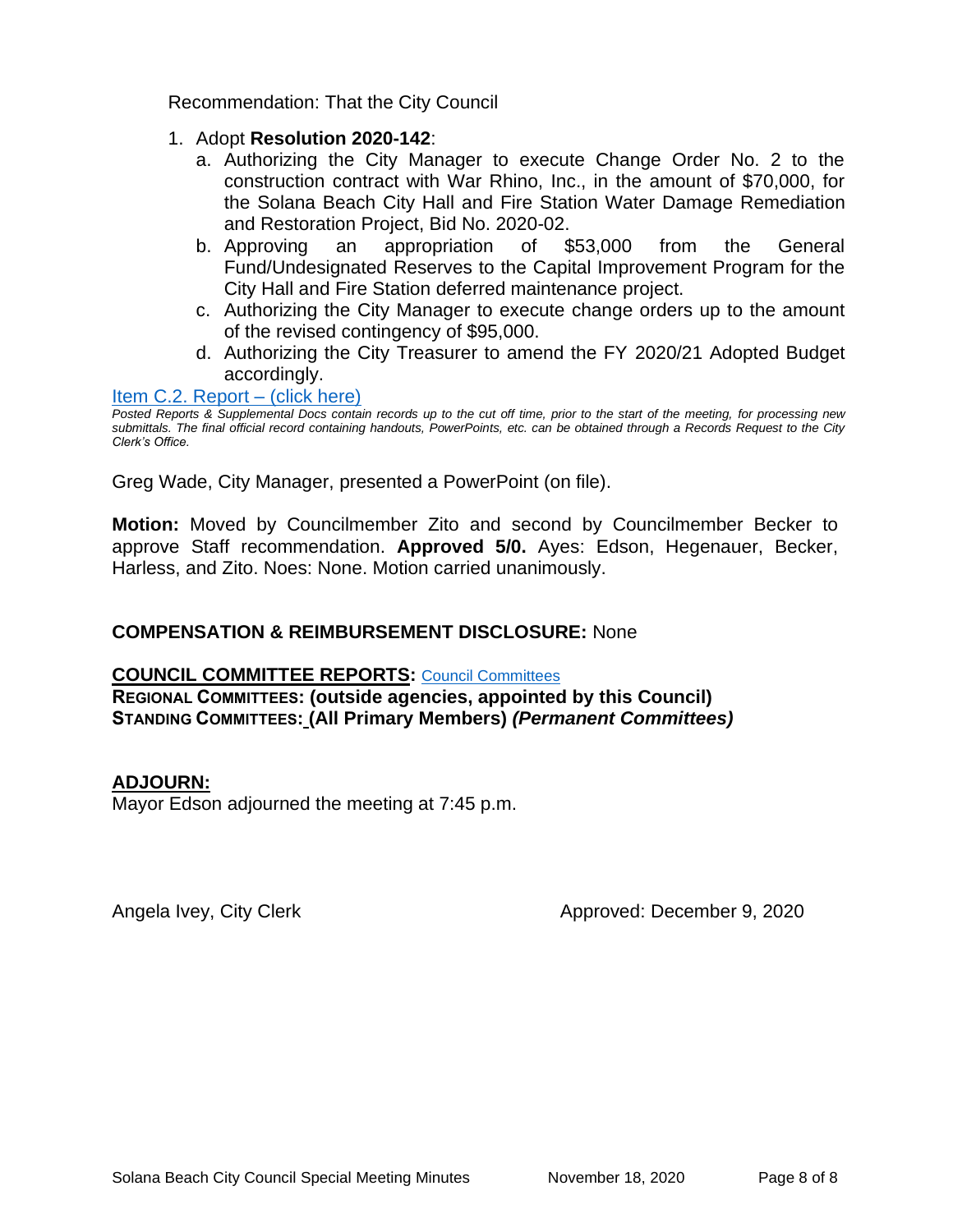Recommendation: That the City Council

1. Adopt **Resolution 2020-142**:
   a. Authorizing the City Manager to execute Change Order No. 2 to the construction contract with War Rhino, Inc., in the amount of $70,000, for the Solana Beach City Hall and Fire Station Water Damage Remediation and Restoration Project, Bid No. 2020-02.
   b. Approving an appropriation of $53,000 from the General Fund/Undesignated Reserves to the Capital Improvement Program for the City Hall and Fire Station deferred maintenance project.
   c. Authorizing the City Manager to execute change orders up to the amount of the revised contingency of $95,000.
   d. Authorizing the City Treasurer to amend the FY 2020/21 Adopted Budget accordingly.

Item C.2. Report – (click here)

*Posted Reports & Supplemental Docs contain records up to the cut off time, prior to the start of the meeting, for processing new submittals. The final official record containing handouts, PowerPoints, etc. can be obtained through a Records Request to the City Clerk's Office.*

Greg Wade, City Manager, presented a PowerPoint (on file).

**Motion:** Moved by Councilmember Zito and second by Councilmember Becker to approve Staff recommendation. **Approved 5/0.** Ayes: Edson, Hegenauer, Becker, Harless, and Zito. Noes: None. Motion carried unanimously.

**COMPENSATION & REIMBURSEMENT DISCLOSURE:** None

**COUNCIL COMMITTEE REPORTS:** Council Committees

**REGIONAL COMMITTEES: (outside agencies, appointed by this Council)**

**STANDING COMMITTEES: (All Primary Members) *(Permanent Committees)***

**ADJOURN:**

Mayor Edson adjourned the meeting at 7:45 p.m.

Angela Ivey, City Clerk

Approved: December 9, 2020